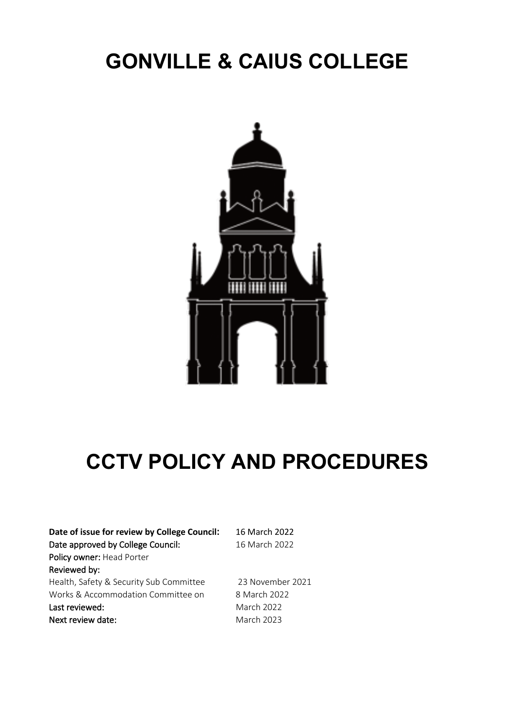# GONVILLE & CAIUS COLLEGE

# CCTV POLICY AND PROCEDURES

| | |
|---|---|
| **Date of issue for review by College Council:** | 16 March 2022 |
| **Date approved by College Council:** | 16 March 2022 |
| **Policy owner:** Head Porter | |
| **Reviewed by:** | |
| Health, Safety & Security Sub Committee | 23 November 2021 |
| Works & Accommodation Committee on | 8 March 2022 |
| **Last reviewed:** | March 2022 |
| **Next review date:** | March 2023 |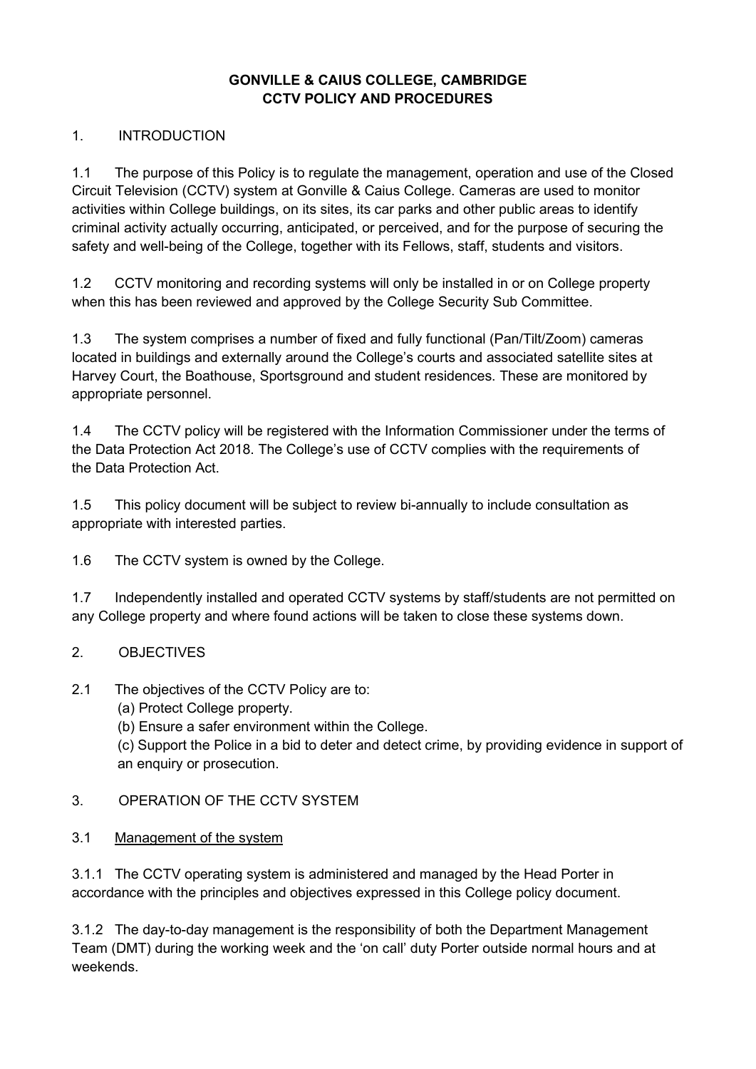**GONVILLE & CAIUS COLLEGE, CAMBRIDGE**
**CCTV POLICY AND PROCEDURES**

1. INTRODUCTION

1.1 The purpose of this Policy is to regulate the management, operation and use of the Closed Circuit Television (CCTV) system at Gonville & Caius College. Cameras are used to monitor activities within College buildings, on its sites, its car parks and other public areas to identify criminal activity actually occurring, anticipated, or perceived, and for the purpose of securing the safety and well-being of the College, together with its Fellows, staff, students and visitors.

1.2 CCTV monitoring and recording systems will only be installed in or on College property when this has been reviewed and approved by the College Security Sub Committee.

1.3 The system comprises a number of fixed and fully functional (Pan/Tilt/Zoom) cameras located in buildings and externally around the College's courts and associated satellite sites at Harvey Court, the Boathouse, Sportsground and student residences. These are monitored by appropriate personnel.

1.4 The CCTV policy will be registered with the Information Commissioner under the terms of the Data Protection Act 2018. The College's use of CCTV complies with the requirements of the Data Protection Act.

1.5 This policy document will be subject to review bi-annually to include consultation as appropriate with interested parties.

1.6 The CCTV system is owned by the College.

1.7 Independently installed and operated CCTV systems by staff/students are not permitted on any College property and where found actions will be taken to close these systems down.

2. OBJECTIVES

2.1 The objectives of the CCTV Policy are to:

(a) Protect College property.

(b) Ensure a safer environment within the College.

(c) Support the Police in a bid to deter and detect crime, by providing evidence in support of an enquiry or prosecution.

3. OPERATION OF THE CCTV SYSTEM

3.1 <u>Management of the system</u>

3.1.1 The CCTV operating system is administered and managed by the Head Porter in accordance with the principles and objectives expressed in this College policy document.

3.1.2 The day-to-day management is the responsibility of both the Department Management Team (DMT) during the working week and the 'on call' duty Porter outside normal hours and at weekends.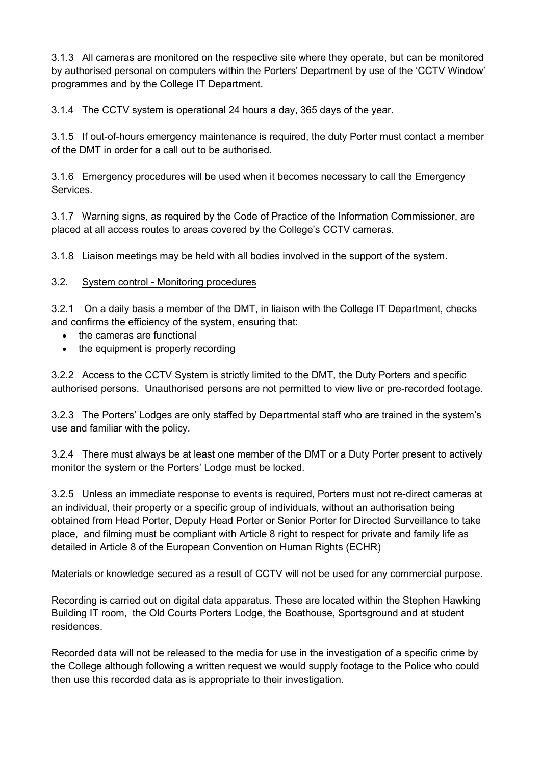3.1.3 All cameras are monitored on the respective site where they operate, but can be monitored by authorised personal on computers within the Porters' Department by use of the 'CCTV Window' programmes and by the College IT Department.

3.1.4 The CCTV system is operational 24 hours a day, 365 days of the year.

3.1.5 If out-of-hours emergency maintenance is required, the duty Porter must contact a member of the DMT in order for a call out to be authorised.

3.1.6 Emergency procedures will be used when it becomes necessary to call the Emergency Services.

3.1.7 Warning signs, as required by the Code of Practice of the Information Commissioner, are placed at all access routes to areas covered by the College's CCTV cameras.

3.1.8 Liaison meetings may be held with all bodies involved in the support of the system.

3.2. System control - Monitoring procedures

3.2.1 On a daily basis a member of the DMT, in liaison with the College IT Department, checks and confirms the efficiency of the system, ensuring that:

- the cameras are functional
- the equipment is properly recording

3.2.2 Access to the CCTV System is strictly limited to the DMT, the Duty Porters and specific authorised persons. Unauthorised persons are not permitted to view live or pre-recorded footage.

3.2.3 The Porters' Lodges are only staffed by Departmental staff who are trained in the system's use and familiar with the policy.

3.2.4 There must always be at least one member of the DMT or a Duty Porter present to actively monitor the system or the Porters' Lodge must be locked.

3.2.5 Unless an immediate response to events is required, Porters must not re-direct cameras at an individual, their property or a specific group of individuals, without an authorisation being obtained from Head Porter, Deputy Head Porter or Senior Porter for Directed Surveillance to take place, and filming must be compliant with Article 8 right to respect for private and family life as detailed in Article 8 of the European Convention on Human Rights (ECHR)

Materials or knowledge secured as a result of CCTV will not be used for any commercial purpose.

Recording is carried out on digital data apparatus. These are located within the Stephen Hawking Building IT room, the Old Courts Porters Lodge, the Boathouse, Sportsground and at student residences.

Recorded data will not be released to the media for use in the investigation of a specific crime by the College although following a written request we would supply footage to the Police who could then use this recorded data as is appropriate to their investigation.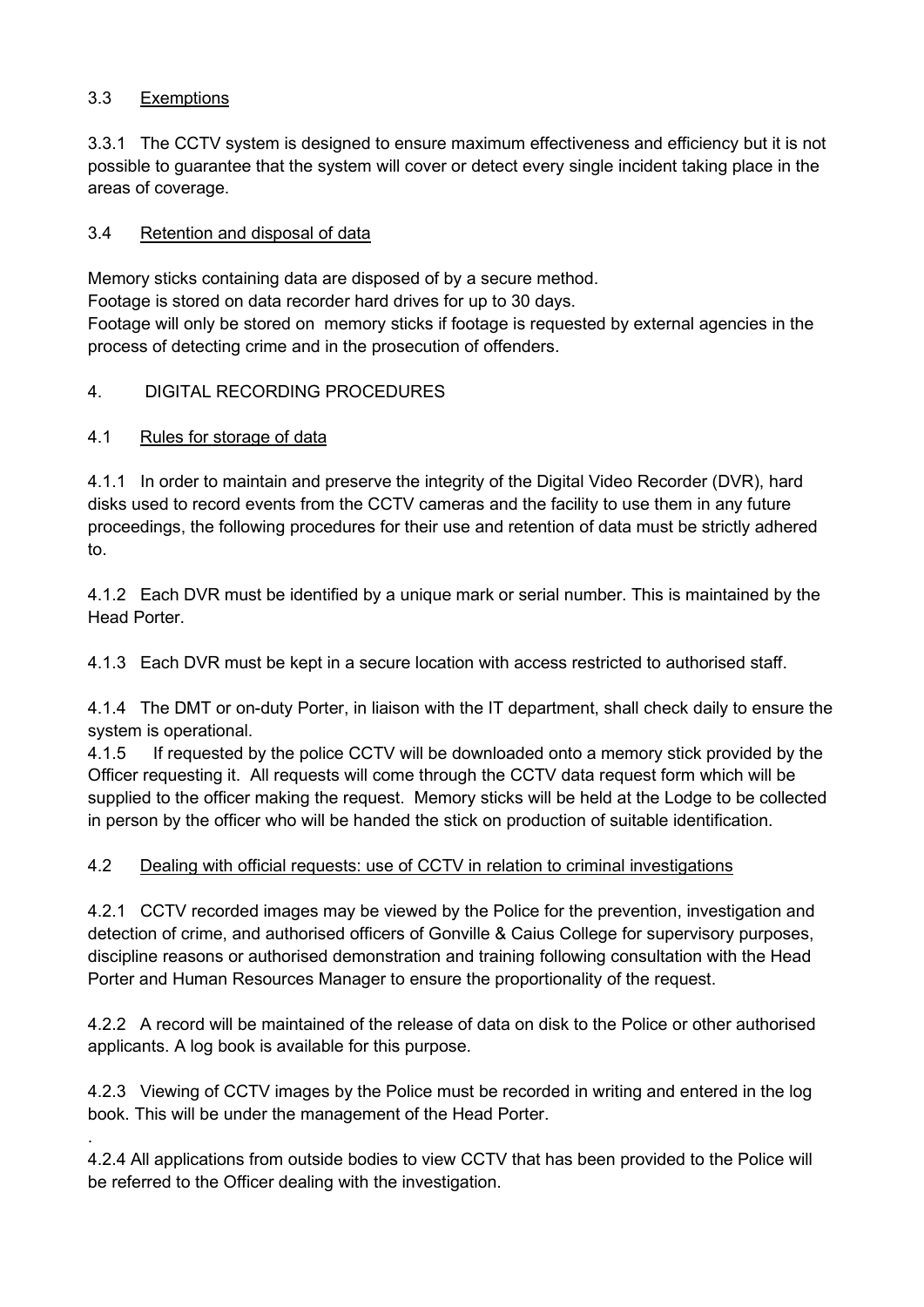### 3.3 Exemptions

3.3.1 The CCTV system is designed to ensure maximum effectiveness and efficiency but it is not possible to guarantee that the system will cover or detect every single incident taking place in the areas of coverage.

### 3.4 Retention and disposal of data

Memory sticks containing data are disposed of by a secure method.
Footage is stored on data recorder hard drives for up to 30 days.
Footage will only be stored on memory sticks if footage is requested by external agencies in the process of detecting crime and in the prosecution of offenders.

## 4. DIGITAL RECORDING PROCEDURES

### 4.1 Rules for storage of data

4.1.1 In order to maintain and preserve the integrity of the Digital Video Recorder (DVR), hard disks used to record events from the CCTV cameras and the facility to use them in any future proceedings, the following procedures for their use and retention of data must be strictly adhered to.

4.1.2 Each DVR must be identified by a unique mark or serial number. This is maintained by the Head Porter.

4.1.3 Each DVR must be kept in a secure location with access restricted to authorised staff.

4.1.4 The DMT or on-duty Porter, in liaison with the IT department, shall check daily to ensure the system is operational.

4.1.5 If requested by the police CCTV will be downloaded onto a memory stick provided by the Officer requesting it. All requests will come through the CCTV data request form which will be supplied to the officer making the request. Memory sticks will be held at the Lodge to be collected in person by the officer who will be handed the stick on production of suitable identification.

### 4.2 Dealing with official requests: use of CCTV in relation to criminal investigations

4.2.1 CCTV recorded images may be viewed by the Police for the prevention, investigation and detection of crime, and authorised officers of Gonville & Caius College for supervisory purposes, discipline reasons or authorised demonstration and training following consultation with the Head Porter and Human Resources Manager to ensure the proportionality of the request.

4.2.2 A record will be maintained of the release of data on disk to the Police or other authorised applicants. A log book is available for this purpose.

4.2.3 Viewing of CCTV images by the Police must be recorded in writing and entered in the log book. This will be under the management of the Head Porter.

4.2.4 All applications from outside bodies to view CCTV that has been provided to the Police will be referred to the Officer dealing with the investigation.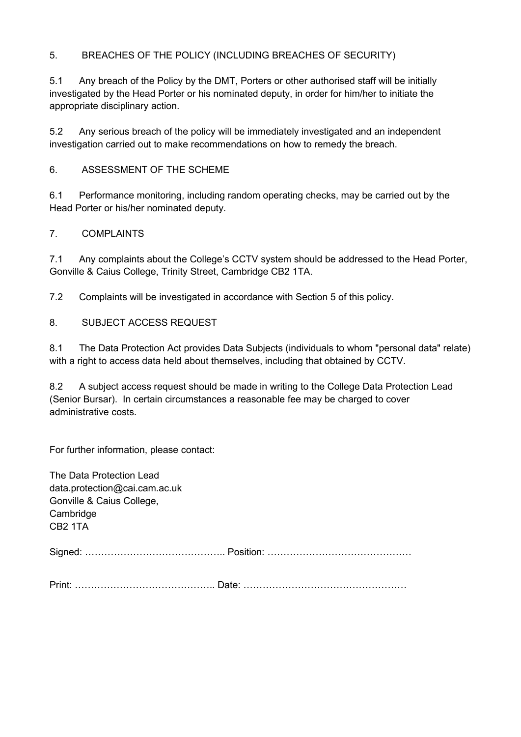## 5. BREACHES OF THE POLICY (INCLUDING BREACHES OF SECURITY)

5.1 Any breach of the Policy by the DMT, Porters or other authorised staff will be initially investigated by the Head Porter or his nominated deputy, in order for him/her to initiate the appropriate disciplinary action.

5.2 Any serious breach of the policy will be immediately investigated and an independent investigation carried out to make recommendations on how to remedy the breach.

## 6. ASSESSMENT OF THE SCHEME

6.1 Performance monitoring, including random operating checks, may be carried out by the Head Porter or his/her nominated deputy.

## 7. COMPLAINTS

7.1 Any complaints about the College's CCTV system should be addressed to the Head Porter, Gonville & Caius College, Trinity Street, Cambridge CB2 1TA.

7.2 Complaints will be investigated in accordance with Section 5 of this policy.

## 8. SUBJECT ACCESS REQUEST

8.1 The Data Protection Act provides Data Subjects (individuals to whom "personal data" relate) with a right to access data held about themselves, including that obtained by CCTV.

8.2 A subject access request should be made in writing to the College Data Protection Lead (Senior Bursar). In certain circumstances a reasonable fee may be charged to cover administrative costs.

For further information, please contact:

The Data Protection Lead
data.protection@cai.cam.ac.uk
Gonville & Caius College,
Cambridge
CB2 1TA

Signed: …………………………………….. Position: ………………………………………

Print: …………………………………….. Date: ……………………………………………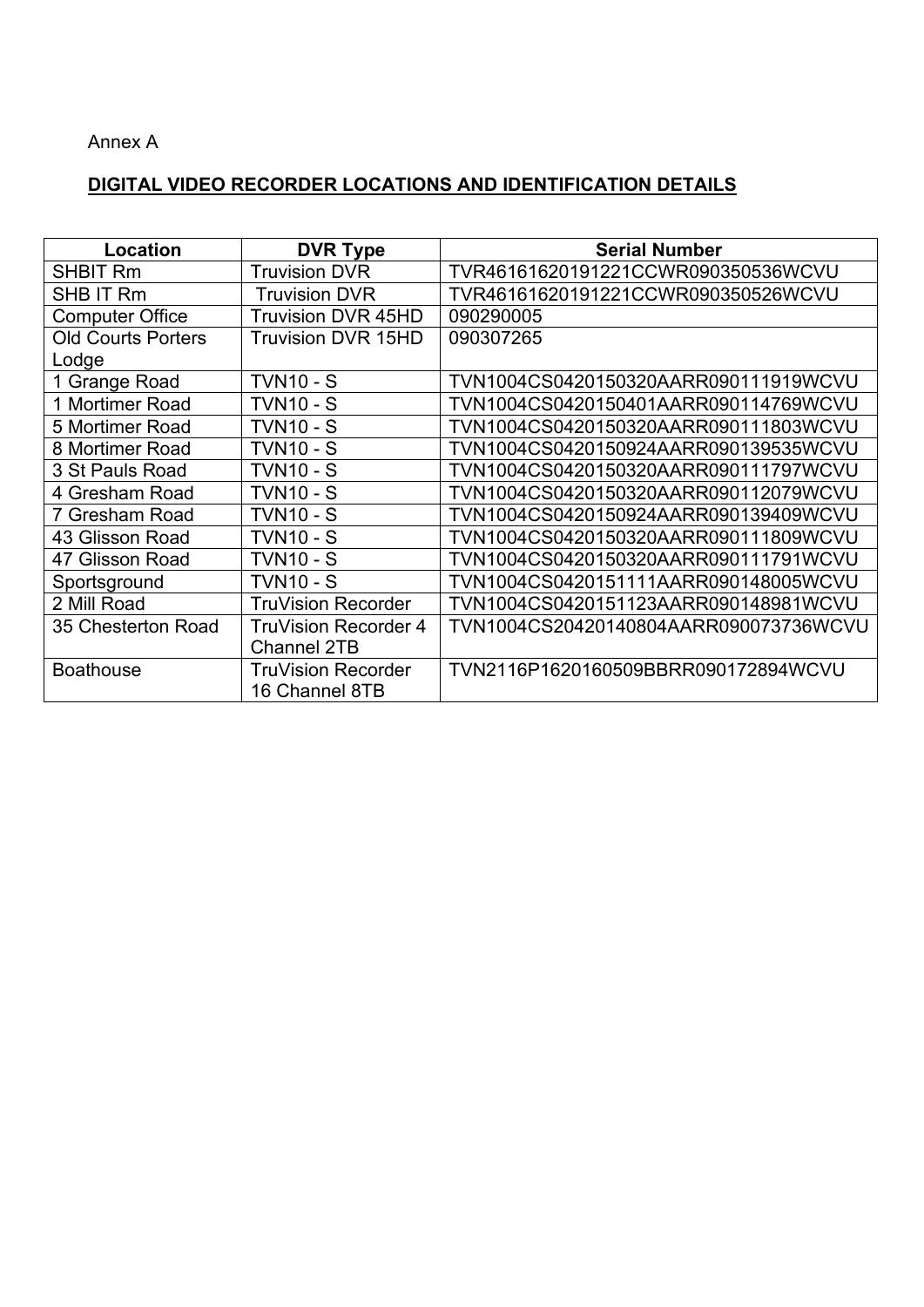Annex A

**DIGITAL VIDEO RECORDER LOCATIONS AND IDENTIFICATION DETAILS**

| Location | DVR Type | Serial Number |
|---|---|---|
| SHBIT Rm | Truvision DVR | TVR46161620191221CCWR090350536WCVU |
| SHB IT Rm | Truvision DVR | TVR46161620191221CCWR090350526WCVU |
| Computer Office | Truvision DVR 45HD | 090290005 |
| Old Courts Porters Lodge | Truvision DVR 15HD | 090307265 |
| 1 Grange Road | TVN10 - S | TVN1004CS0420150320AARR090111919WCVU |
| 1 Mortimer Road | TVN10 - S | TVN1004CS0420150401AARR090114769WCVU |
| 5 Mortimer Road | TVN10 - S | TVN1004CS0420150320AARR090111803WCVU |
| 8 Mortimer Road | TVN10 - S | TVN1004CS0420150924AARR090139535WCVU |
| 3 St Pauls Road | TVN10 - S | TVN1004CS0420150320AARR090111797WCVU |
| 4 Gresham Road | TVN10 - S | TVN1004CS0420150320AARR090112079WCVU |
| 7 Gresham Road | TVN10 - S | TVN1004CS0420150924AARR090139409WCVU |
| 43 Glisson Road | TVN10 - S | TVN1004CS0420150320AARR090111809WCVU |
| 47 Glisson Road | TVN10 - S | TVN1004CS0420150320AARR090111791WCVU |
| Sportsground | TVN10 - S | TVN1004CS0420151111AARR090148005WCVU |
| 2 Mill Road | TruVision Recorder | TVN1004CS0420151123AARR090148981WCVU |
| 35 Chesterton Road | TruVision Recorder 4 Channel 2TB | TVN1004CS20420140804AARR090073736WCVU |
| Boathouse | TruVision Recorder 16 Channel 8TB | TVN2116P1620160509BBRR090172894WCVU |